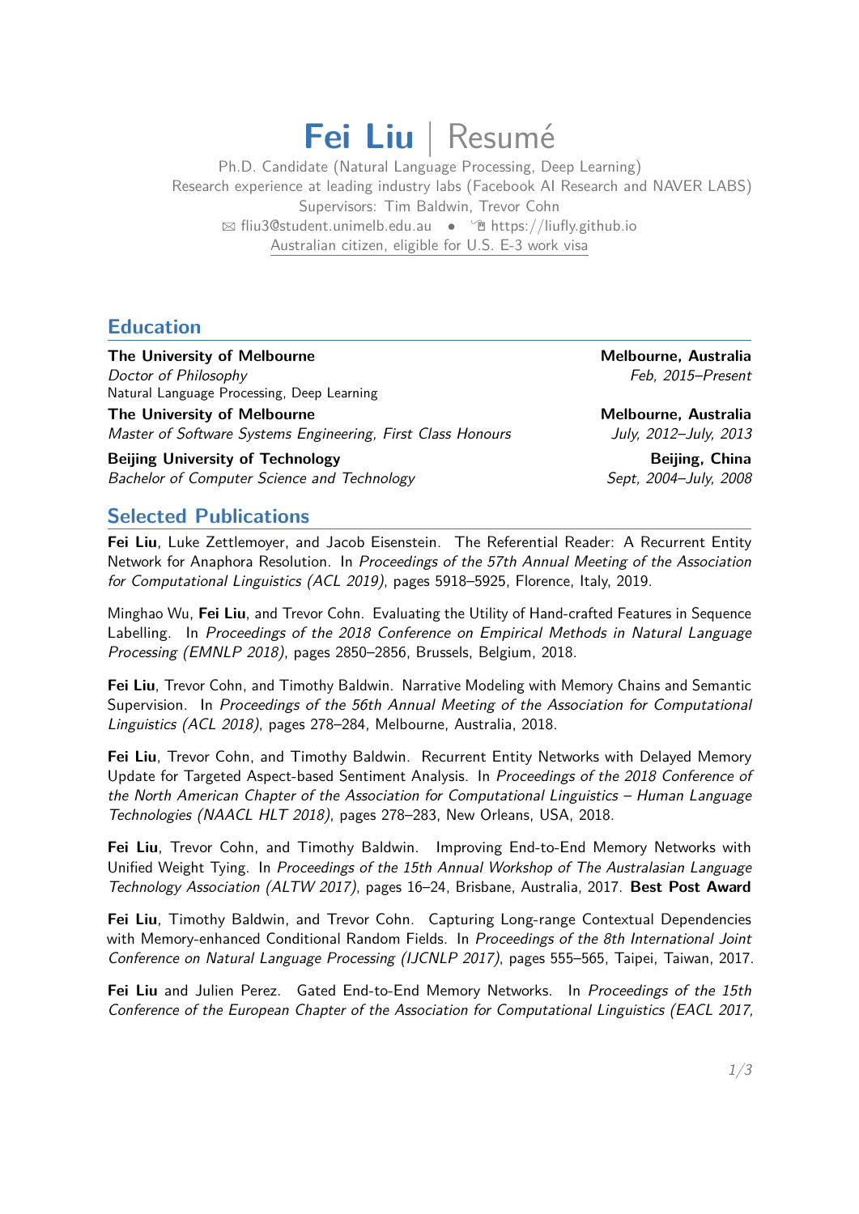# **Fei Liu** | Resumé

Ph.D. Candidate (Natural Language Processing, Deep Learning)
Research experience at leading industry labs (Facebook AI Research and NAVER LABS)
Supervisors: Tim Baldwin, Trevor Cohn
✉ fliu3@student.unimelb.edu.au • 🖱 https://liufly.github.io
Australian citizen, eligible for U.S. E-3 work visa

## Education

**The University of Melbourne** — **Melbourne, Australia**
*Doctor of Philosophy* — *Feb, 2015–Present*
Natural Language Processing, Deep Learning

**The University of Melbourne** — **Melbourne, Australia**
*Master of Software Systems Engineering, First Class Honours* — *July, 2012–July, 2013*

**Beijing University of Technology** — **Beijing, China**
*Bachelor of Computer Science and Technology* — *Sept, 2004–July, 2008*

## Selected Publications

**Fei Liu**, Luke Zettlemoyer, and Jacob Eisenstein. The Referential Reader: A Recurrent Entity Network for Anaphora Resolution. In *Proceedings of the 57th Annual Meeting of the Association for Computational Linguistics (ACL 2019)*, pages 5918–5925, Florence, Italy, 2019.

Minghao Wu, **Fei Liu**, and Trevor Cohn. Evaluating the Utility of Hand-crafted Features in Sequence Labelling. In *Proceedings of the 2018 Conference on Empirical Methods in Natural Language Processing (EMNLP 2018)*, pages 2850–2856, Brussels, Belgium, 2018.

**Fei Liu**, Trevor Cohn, and Timothy Baldwin. Narrative Modeling with Memory Chains and Semantic Supervision. In *Proceedings of the 56th Annual Meeting of the Association for Computational Linguistics (ACL 2018)*, pages 278–284, Melbourne, Australia, 2018.

**Fei Liu**, Trevor Cohn, and Timothy Baldwin. Recurrent Entity Networks with Delayed Memory Update for Targeted Aspect-based Sentiment Analysis. In *Proceedings of the 2018 Conference of the North American Chapter of the Association for Computational Linguistics – Human Language Technologies (NAACL HLT 2018)*, pages 278–283, New Orleans, USA, 2018.

**Fei Liu**, Trevor Cohn, and Timothy Baldwin. Improving End-to-End Memory Networks with Unified Weight Tying. In *Proceedings of the 15th Annual Workshop of The Australasian Language Technology Association (ALTW 2017)*, pages 16–24, Brisbane, Australia, 2017. **Best Post Award**

**Fei Liu**, Timothy Baldwin, and Trevor Cohn. Capturing Long-range Contextual Dependencies with Memory-enhanced Conditional Random Fields. In *Proceedings of the 8th International Joint Conference on Natural Language Processing (IJCNLP 2017)*, pages 555–565, Taipei, Taiwan, 2017.

**Fei Liu** and Julien Perez. Gated End-to-End Memory Networks. In *Proceedings of the 15th Conference of the European Chapter of the Association for Computational Linguistics (EACL 2017,*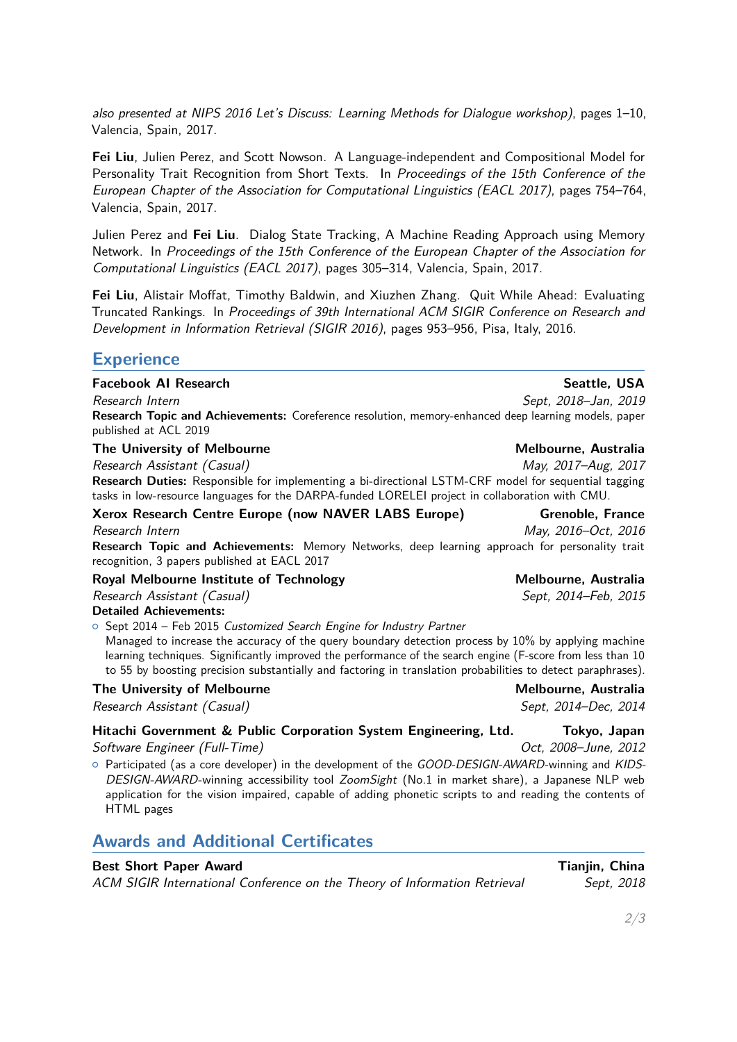*also presented at NIPS 2016 Let's Discuss: Learning Methods for Dialogue workshop)*, pages 1–10, Valencia, Spain, 2017.

**Fei Liu**, Julien Perez, and Scott Nowson. A Language-independent and Compositional Model for Personality Trait Recognition from Short Texts. In *Proceedings of the 15th Conference of the European Chapter of the Association for Computational Linguistics (EACL 2017)*, pages 754–764, Valencia, Spain, 2017.

Julien Perez and **Fei Liu**. Dialog State Tracking, A Machine Reading Approach using Memory Network. In *Proceedings of the 15th Conference of the European Chapter of the Association for Computational Linguistics (EACL 2017)*, pages 305–314, Valencia, Spain, 2017.

**Fei Liu**, Alistair Moffat, Timothy Baldwin, and Xiuzhen Zhang. Quit While Ahead: Evaluating Truncated Rankings. In *Proceedings of 39th International ACM SIGIR Conference on Research and Development in Information Retrieval (SIGIR 2016)*, pages 953–956, Pisa, Italy, 2016.

## Experience

**Facebook AI Research** — **Seattle, USA**
*Research Intern* — *Sept, 2018–Jan, 2019*
**Research Topic and Achievements:** Coreference resolution, memory-enhanced deep learning models, paper published at ACL 2019

**The University of Melbourne** — **Melbourne, Australia**
*Research Assistant (Casual)* — *May, 2017–Aug, 2017*
**Research Duties:** Responsible for implementing a bi-directional LSTM-CRF model for sequential tagging tasks in low-resource languages for the DARPA-funded LORELEI project in collaboration with CMU.

**Xerox Research Centre Europe (now NAVER LABS Europe)** — **Grenoble, France**
*Research Intern* — *May, 2016–Oct, 2016*
**Research Topic and Achievements:** Memory Networks, deep learning approach for personality trait recognition, 3 papers published at EACL 2017

**Royal Melbourne Institute of Technology** — **Melbourne, Australia**
*Research Assistant (Casual)* — *Sept, 2014–Feb, 2015*
**Detailed Achievements:**

- Sept 2014 – Feb 2015 *Customized Search Engine for Industry Partner*
  Managed to increase the accuracy of the query boundary detection process by 10% by applying machine learning techniques. Significantly improved the performance of the search engine (F-score from less than 10 to 55 by boosting precision substantially and factoring in translation probabilities to detect paraphrases).

**The University of Melbourne** — **Melbourne, Australia**
*Research Assistant (Casual)* — *Sept, 2014–Dec, 2014*

**Hitachi Government & Public Corporation System Engineering, Ltd.** — **Tokyo, Japan**
*Software Engineer (Full-Time)* — *Oct, 2008–June, 2012*

- Participated (as a core developer) in the development of the *GOOD-DESIGN-AWARD*-winning and *KIDS-DESIGN-AWARD*-winning accessibility tool *ZoomSight* (No.1 in market share), a Japanese NLP web application for the vision impaired, capable of adding phonetic scripts to and reading the contents of HTML pages

## Awards and Additional Certificates

**Best Short Paper Award** — **Tianjin, China**
*ACM SIGIR International Conference on the Theory of Information Retrieval* — *Sept, 2018*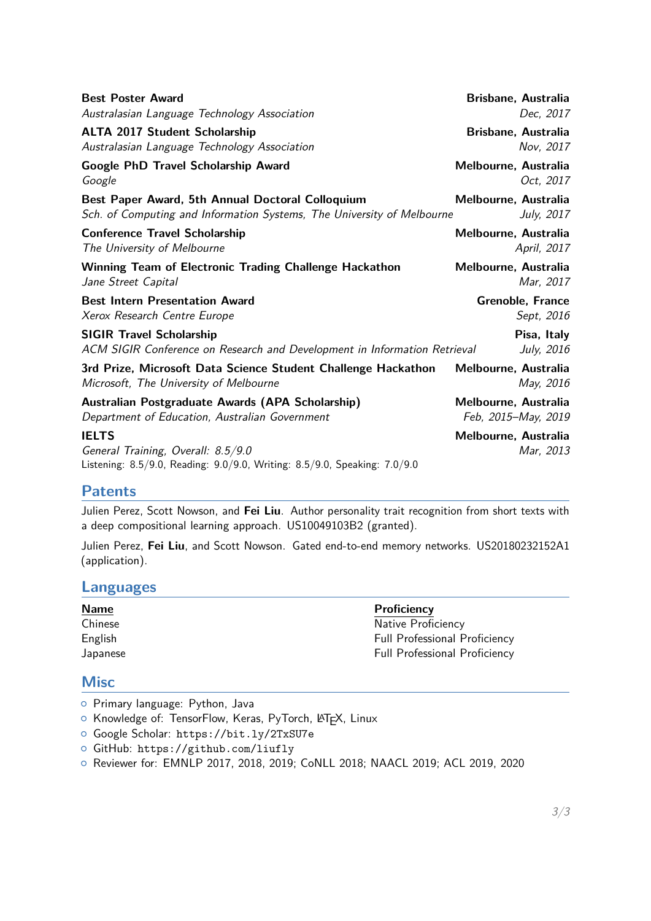**Best Poster Award** — **Brisbane, Australia**
*Australasian Language Technology Association* — *Dec, 2017*

**ALTA 2017 Student Scholarship** — **Brisbane, Australia**
*Australasian Language Technology Association* — *Nov, 2017*

**Google PhD Travel Scholarship Award** — **Melbourne, Australia**
*Google* — *Oct, 2017*

**Best Paper Award, 5th Annual Doctoral Colloquium** — **Melbourne, Australia**
*Sch. of Computing and Information Systems, The University of Melbourne* — *July, 2017*

**Conference Travel Scholarship** — **Melbourne, Australia**
*The University of Melbourne* — *April, 2017*

**Winning Team of Electronic Trading Challenge Hackathon** — **Melbourne, Australia**
*Jane Street Capital* — *Mar, 2017*

**Best Intern Presentation Award** — **Grenoble, France**
*Xerox Research Centre Europe* — *Sept, 2016*

**SIGIR Travel Scholarship** — **Pisa, Italy**
*ACM SIGIR Conference on Research and Development in Information Retrieval* — *July, 2016*

**3rd Prize, Microsoft Data Science Student Challenge Hackathon** — **Melbourne, Australia**
*Microsoft, The University of Melbourne* — *May, 2016*

**Australian Postgraduate Awards (APA Scholarship)** — **Melbourne, Australia**
*Department of Education, Australian Government* — *Feb, 2015–May, 2019*

**IELTS** — **Melbourne, Australia**
*General Training, Overall: 8.5/9.0* — *Mar, 2013*
Listening: 8.5/9.0, Reading: 9.0/9.0, Writing: 8.5/9.0, Speaking: 7.0/9.0

## Patents

Julien Perez, Scott Nowson, and **Fei Liu**. Author personality trait recognition from short texts with a deep compositional learning approach. US10049103B2 (granted).

Julien Perez, **Fei Liu**, and Scott Nowson. Gated end-to-end memory networks. US20180232152A1 (application).

## Languages

| Name | Proficiency |
|---|---|
| Chinese | Native Proficiency |
| English | Full Professional Proficiency |
| Japanese | Full Professional Proficiency |

## Misc

- Primary language: Python, Java
- Knowledge of: TensorFlow, Keras, PyTorch, LaTeX, Linux
- Google Scholar: `https://bit.ly/2TxSU7e`
- GitHub: `https://github.com/liufly`
- Reviewer for: EMNLP 2017, 2018, 2019; CoNLL 2018; NAACL 2019; ACL 2019, 2020